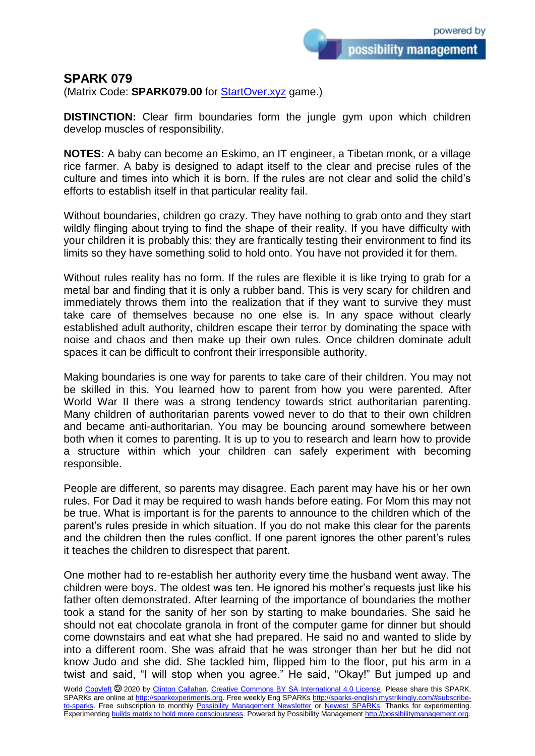## SPARK 079

(Matrix Code: **SPARK079.00** for StartOver.xyz game.)

**DISTINCTION:** Clear firm boundaries form the jungle gym upon which children develop muscles of responsibility.

**NOTES:** A baby can become an Eskimo, an IT engineer, a Tibetan monk, or a village rice farmer. A baby is designed to adapt itself to the clear and precise rules of the culture and times into which it is born. If the rules are not clear and solid the child's efforts to establish itself in that particular reality fail.

Without boundaries, children go crazy. They have nothing to grab onto and they start wildly flinging about trying to find the shape of their reality. If you have difficulty with your children it is probably this: they are frantically testing their environment to find its limits so they have something solid to hold onto. You have not provided it for them.

Without rules reality has no form. If the rules are flexible it is like trying to grab for a metal bar and finding that it is only a rubber band. This is very scary for children and immediately throws them into the realization that if they want to survive they must take care of themselves because no one else is. In any space without clearly established adult authority, children escape their terror by dominating the space with noise and chaos and then make up their own rules. Once children dominate adult spaces it can be difficult to confront their irresponsible authority.

Making boundaries is one way for parents to take care of their children. You may not be skilled in this. You learned how to parent from how you were parented. After World War II there was a strong tendency towards strict authoritarian parenting. Many children of authoritarian parents vowed never to do that to their own children and became anti-authoritarian. You may be bouncing around somewhere between both when it comes to parenting. It is up to you to research and learn how to provide a structure within which your children can safely experiment with becoming responsible.

People are different, so parents may disagree. Each parent may have his or her own rules. For Dad it may be required to wash hands before eating. For Mom this may not be true. What is important is for the parents to announce to the children which of the parent's rules preside in which situation. If you do not make this clear for the parents and the children then the rules conflict. If one parent ignores the other parent's rules it teaches the children to disrespect that parent.

One mother had to re-establish her authority every time the husband went away. The children were boys. The oldest was ten. He ignored his mother's requests just like his father often demonstrated. After learning of the importance of boundaries the mother took a stand for the sanity of her son by starting to make boundaries. She said he should not eat chocolate granola in front of the computer game for dinner but should come downstairs and eat what she had prepared. He said no and wanted to slide by into a different room. She was afraid that he was stronger than her but he did not know Judo and she did. She tackled him, flipped him to the floor, put his arm in a twist and said, "I will stop when you agree." He said, "Okay!" But jumped up and

World Copyleft 🄯 2020 by Clinton Callahan. Creative Commons BY SA International 4.0 License. Please share this SPARK. SPARKs are online at http://sparkexperiments.org. Free weekly Eng SPARKs http://sparks-english.mystrikingly.com/#subscribe-to-sparks. Free subscription to monthly Possibility Management Newsletter or Newest SPARKs. Thanks for experimenting. Experimenting builds matrix to hold more consciousness. Powered by Possibility Management http://possibilitymanagement.org.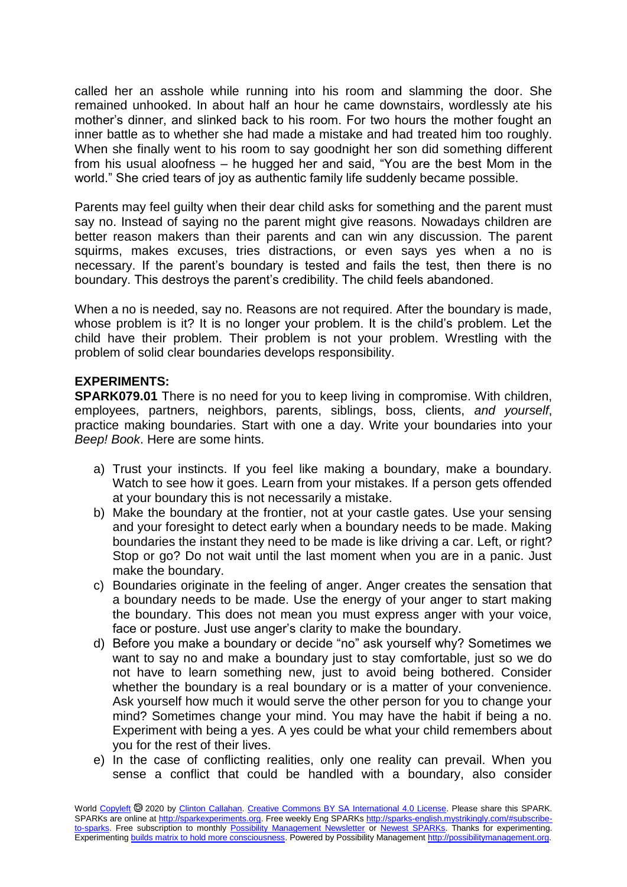called her an asshole while running into his room and slamming the door. She remained unhooked. In about half an hour he came downstairs, wordlessly ate his mother's dinner, and slinked back to his room. For two hours the mother fought an inner battle as to whether she had made a mistake and had treated him too roughly. When she finally went to his room to say goodnight her son did something different from his usual aloofness – he hugged her and said, "You are the best Mom in the world." She cried tears of joy as authentic family life suddenly became possible.

Parents may feel guilty when their dear child asks for something and the parent must say no. Instead of saying no the parent might give reasons. Nowadays children are better reason makers than their parents and can win any discussion. The parent squirms, makes excuses, tries distractions, or even says yes when a no is necessary. If the parent's boundary is tested and fails the test, then there is no boundary. This destroys the parent's credibility. The child feels abandoned.

When a no is needed, say no. Reasons are not required. After the boundary is made, whose problem is it? It is no longer your problem. It is the child's problem. Let the child have their problem. Their problem is not your problem. Wrestling with the problem of solid clear boundaries develops responsibility.

**EXPERIMENTS:**

**SPARK079.01** There is no need for you to keep living in compromise. With children, employees, partners, neighbors, parents, siblings, boss, clients, *and yourself*, practice making boundaries. Start with one a day. Write your boundaries into your *Beep! Book*. Here are some hints.

a) Trust your instincts. If you feel like making a boundary, make a boundary. Watch to see how it goes. Learn from your mistakes. If a person gets offended at your boundary this is not necessarily a mistake.
b) Make the boundary at the frontier, not at your castle gates. Use your sensing and your foresight to detect early when a boundary needs to be made. Making boundaries the instant they need to be made is like driving a car. Left, or right? Stop or go? Do not wait until the last moment when you are in a panic. Just make the boundary.
c) Boundaries originate in the feeling of anger. Anger creates the sensation that a boundary needs to be made. Use the energy of your anger to start making the boundary. This does not mean you must express anger with your voice, face or posture. Just use anger's clarity to make the boundary.
d) Before you make a boundary or decide "no" ask yourself why? Sometimes we want to say no and make a boundary just to stay comfortable, just so we do not have to learn something new, just to avoid being bothered. Consider whether the boundary is a real boundary or is a matter of your convenience. Ask yourself how much it would serve the other person for you to change your mind? Sometimes change your mind. You may have the habit if being a no. Experiment with being a yes. A yes could be what your child remembers about you for the rest of their lives.
e) In the case of conflicting realities, only one reality can prevail. When you sense a conflict that could be handled with a boundary, also consider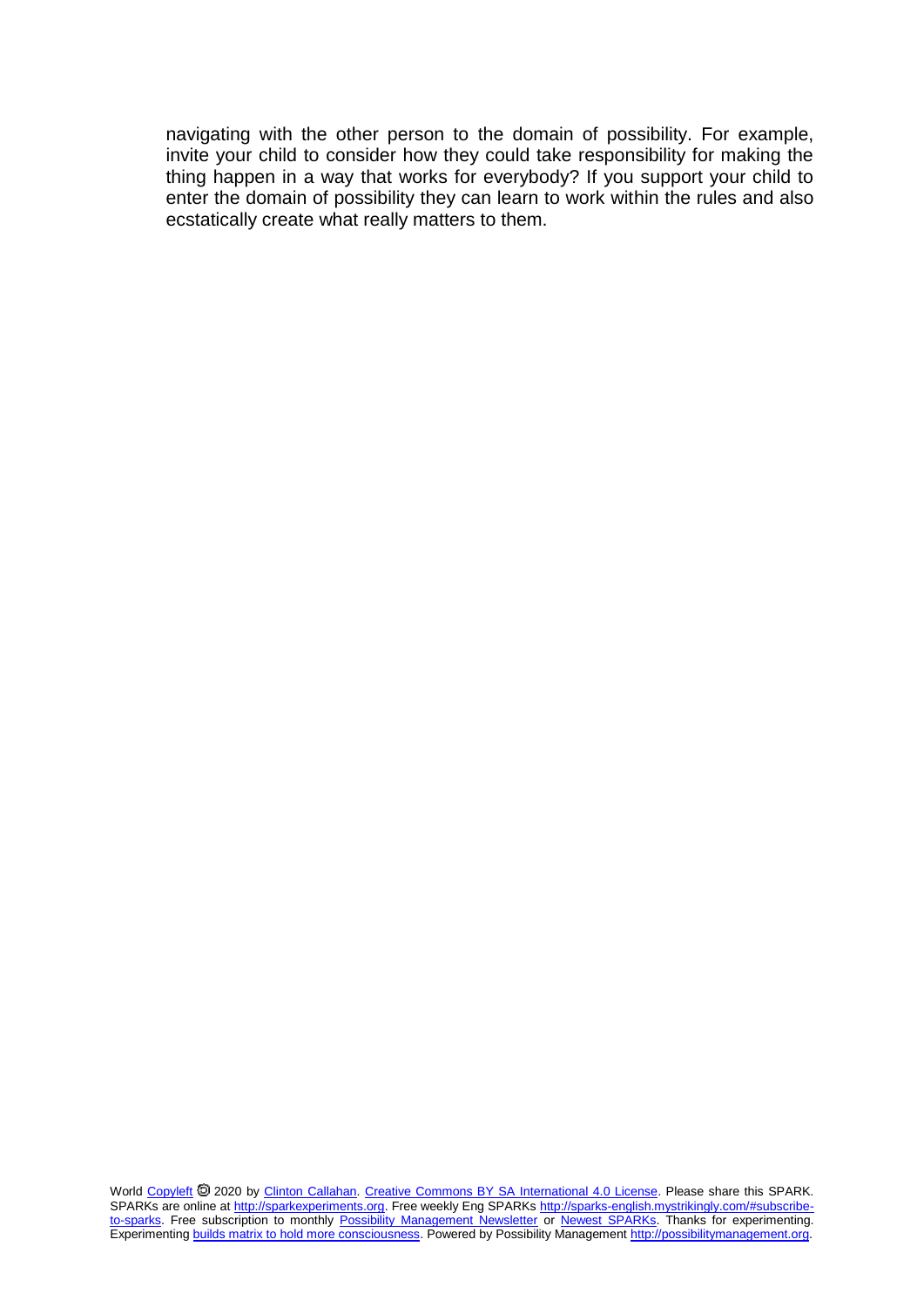navigating with the other person to the domain of possibility. For example, invite your child to consider how they could take responsibility for making the thing happen in a way that works for everybody? If you support your child to enter the domain of possibility they can learn to work within the rules and also ecstatically create what really matters to them.